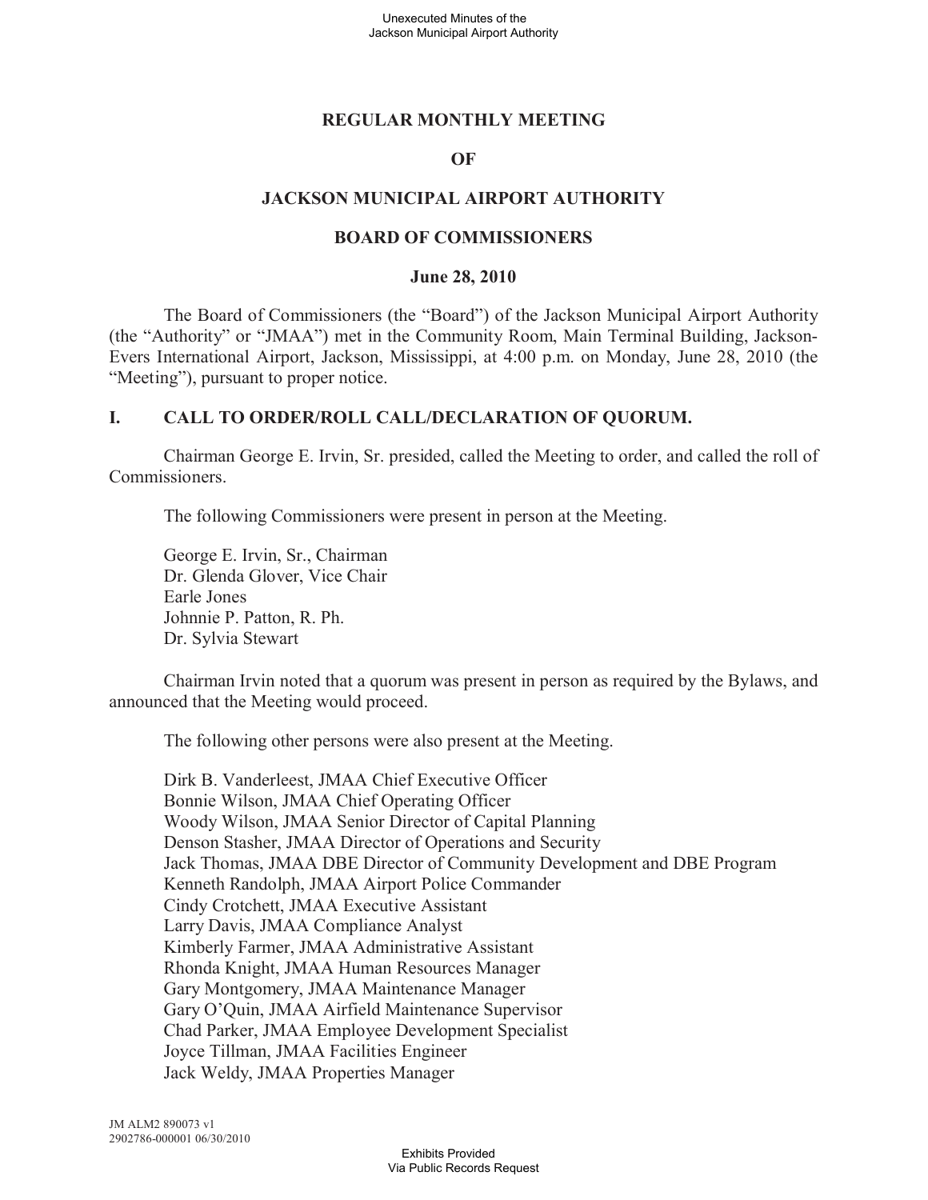**REGULAR MONTHLY MEETING**

**OF**

**JACKSON MUNICIPAL AIRPORT AUTHORITY**

**BOARD OF COMMISSIONERS**

**June 28, 2010**

The Board of Commissioners (the "Board") of the Jackson Municipal Airport Authority (the "Authority" or "JMAA") met in the Community Room, Main Terminal Building, Jackson-Evers International Airport, Jackson, Mississippi, at 4:00 p.m. on Monday, June 28, 2010 (the "Meeting"), pursuant to proper notice.

## I. CALL TO ORDER/ROLL CALL/DECLARATION OF QUORUM.

Chairman George E. Irvin, Sr. presided, called the Meeting to order, and called the roll of Commissioners.

The following Commissioners were present in person at the Meeting.

George E. Irvin, Sr., Chairman
Dr. Glenda Glover, Vice Chair
Earle Jones
Johnnie P. Patton, R. Ph.
Dr. Sylvia Stewart

Chairman Irvin noted that a quorum was present in person as required by the Bylaws, and announced that the Meeting would proceed.

The following other persons were also present at the Meeting.

Dirk B. Vanderleest, JMAA Chief Executive Officer
Bonnie Wilson, JMAA Chief Operating Officer
Woody Wilson, JMAA Senior Director of Capital Planning
Denson Stasher, JMAA Director of Operations and Security
Jack Thomas, JMAA DBE Director of Community Development and DBE Program
Kenneth Randolph, JMAA Airport Police Commander
Cindy Crotchett, JMAA Executive Assistant
Larry Davis, JMAA Compliance Analyst
Kimberly Farmer, JMAA Administrative Assistant
Rhonda Knight, JMAA Human Resources Manager
Gary Montgomery, JMAA Maintenance Manager
Gary O'Quin, JMAA Airfield Maintenance Supervisor
Chad Parker, JMAA Employee Development Specialist
Joyce Tillman, JMAA Facilities Engineer
Jack Weldy, JMAA Properties Manager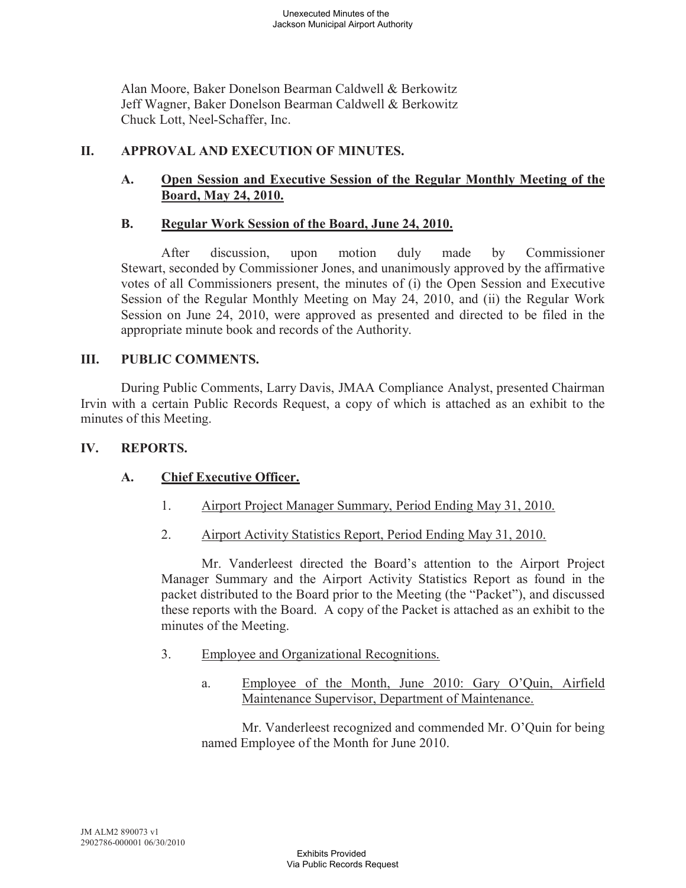Alan Moore, Baker Donelson Bearman Caldwell & Berkowitz
Jeff Wagner, Baker Donelson Bearman Caldwell & Berkowitz
Chuck Lott, Neel-Schaffer, Inc.

## II. APPROVAL AND EXECUTION OF MINUTES.

### A. Open Session and Executive Session of the Regular Monthly Meeting of the Board, May 24, 2010.

### B. Regular Work Session of the Board, June 24, 2010.

After discussion, upon motion duly made by Commissioner Stewart, seconded by Commissioner Jones, and unanimously approved by the affirmative votes of all Commissioners present, the minutes of (i) the Open Session and Executive Session of the Regular Monthly Meeting on May 24, 2010, and (ii) the Regular Work Session on June 24, 2010, were approved as presented and directed to be filed in the appropriate minute book and records of the Authority.

## III. PUBLIC COMMENTS.

During Public Comments, Larry Davis, JMAA Compliance Analyst, presented Chairman Irvin with a certain Public Records Request, a copy of which is attached as an exhibit to the minutes of this Meeting.

## IV. REPORTS.

### A. Chief Executive Officer.

1. Airport Project Manager Summary, Period Ending May 31, 2010.

2. Airport Activity Statistics Report, Period Ending May 31, 2010.

Mr. Vanderleest directed the Board's attention to the Airport Project Manager Summary and the Airport Activity Statistics Report as found in the packet distributed to the Board prior to the Meeting (the "Packet"), and discussed these reports with the Board. A copy of the Packet is attached as an exhibit to the minutes of the Meeting.

3. Employee and Organizational Recognitions.

   a. Employee of the Month, June 2010: Gary O'Quin, Airfield Maintenance Supervisor, Department of Maintenance.

   Mr. Vanderleest recognized and commended Mr. O'Quin for being named Employee of the Month for June 2010.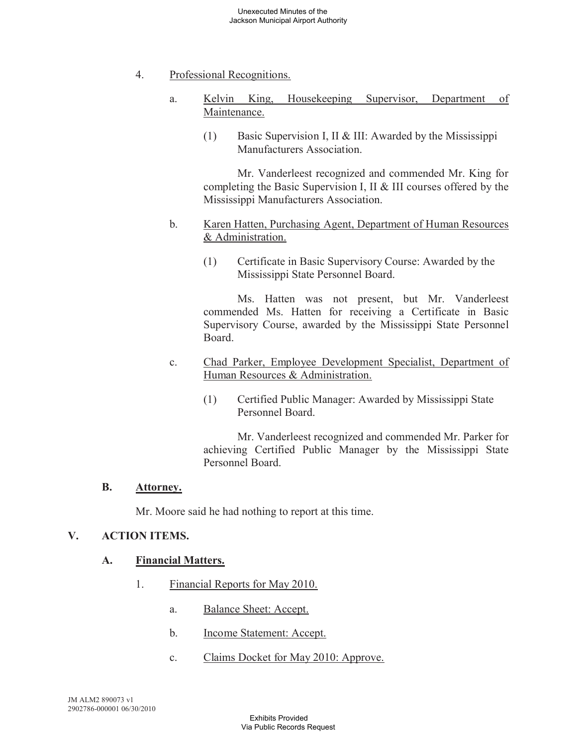4. Professional Recognitions.

a. Kelvin King, Housekeeping Supervisor, Department of Maintenance.

(1) Basic Supervision I, II & III: Awarded by the Mississippi Manufacturers Association.

Mr. Vanderleest recognized and commended Mr. King for completing the Basic Supervision I, II & III courses offered by the Mississippi Manufacturers Association.

b. Karen Hatten, Purchasing Agent, Department of Human Resources & Administration.

(1) Certificate in Basic Supervisory Course: Awarded by the Mississippi State Personnel Board.

Ms. Hatten was not present, but Mr. Vanderleest commended Ms. Hatten for receiving a Certificate in Basic Supervisory Course, awarded by the Mississippi State Personnel Board.

c. Chad Parker, Employee Development Specialist, Department of Human Resources & Administration.

(1) Certified Public Manager: Awarded by Mississippi State Personnel Board.

Mr. Vanderleest recognized and commended Mr. Parker for achieving Certified Public Manager by the Mississippi State Personnel Board.

**B. Attorney.**

Mr. Moore said he had nothing to report at this time.

## V. ACTION ITEMS.

**A. Financial Matters.**

1. Financial Reports for May 2010.

a. Balance Sheet: Accept.

b. Income Statement: Accept.

c. Claims Docket for May 2010: Approve.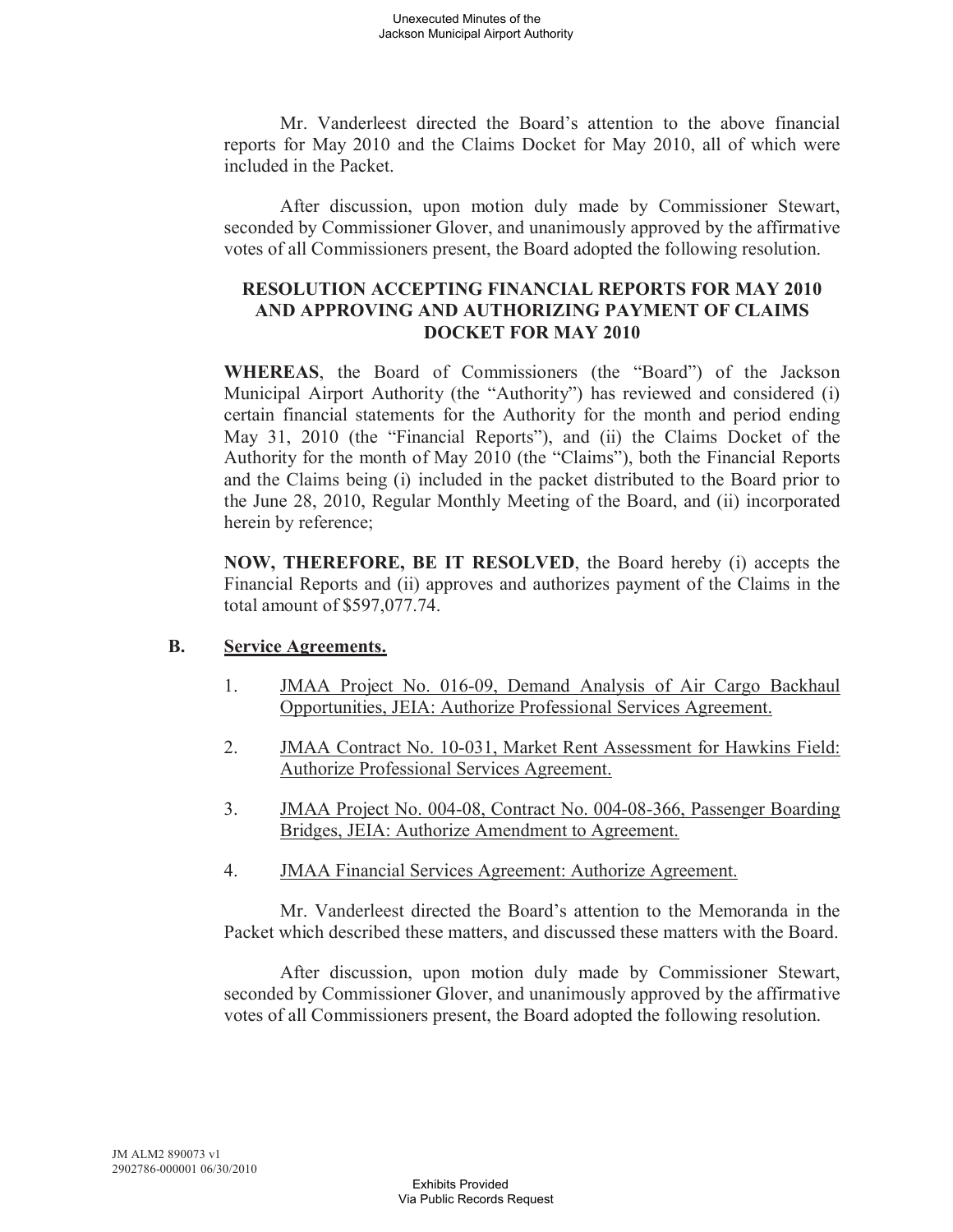Mr. Vanderleest directed the Board's attention to the above financial reports for May 2010 and the Claims Docket for May 2010, all of which were included in the Packet.

After discussion, upon motion duly made by Commissioner Stewart, seconded by Commissioner Glover, and unanimously approved by the affirmative votes of all Commissioners present, the Board adopted the following resolution.

**RESOLUTION ACCEPTING FINANCIAL REPORTS FOR MAY 2010 AND APPROVING AND AUTHORIZING PAYMENT OF CLAIMS DOCKET FOR MAY 2010**

**WHEREAS**, the Board of Commissioners (the "Board") of the Jackson Municipal Airport Authority (the "Authority") has reviewed and considered (i) certain financial statements for the Authority for the month and period ending May 31, 2010 (the "Financial Reports"), and (ii) the Claims Docket of the Authority for the month of May 2010 (the "Claims"), both the Financial Reports and the Claims being (i) included in the packet distributed to the Board prior to the June 28, 2010, Regular Monthly Meeting of the Board, and (ii) incorporated herein by reference;

**NOW, THEREFORE, BE IT RESOLVED**, the Board hereby (i) accepts the Financial Reports and (ii) approves and authorizes payment of the Claims in the total amount of $597,077.74.

**B. Service Agreements.**

1. JMAA Project No. 016-09, Demand Analysis of Air Cargo Backhaul Opportunities, JEIA: Authorize Professional Services Agreement.

2. JMAA Contract No. 10-031, Market Rent Assessment for Hawkins Field: Authorize Professional Services Agreement.

3. JMAA Project No. 004-08, Contract No. 004-08-366, Passenger Boarding Bridges, JEIA: Authorize Amendment to Agreement.

4. JMAA Financial Services Agreement: Authorize Agreement.

Mr. Vanderleest directed the Board's attention to the Memoranda in the Packet which described these matters, and discussed these matters with the Board.

After discussion, upon motion duly made by Commissioner Stewart, seconded by Commissioner Glover, and unanimously approved by the affirmative votes of all Commissioners present, the Board adopted the following resolution.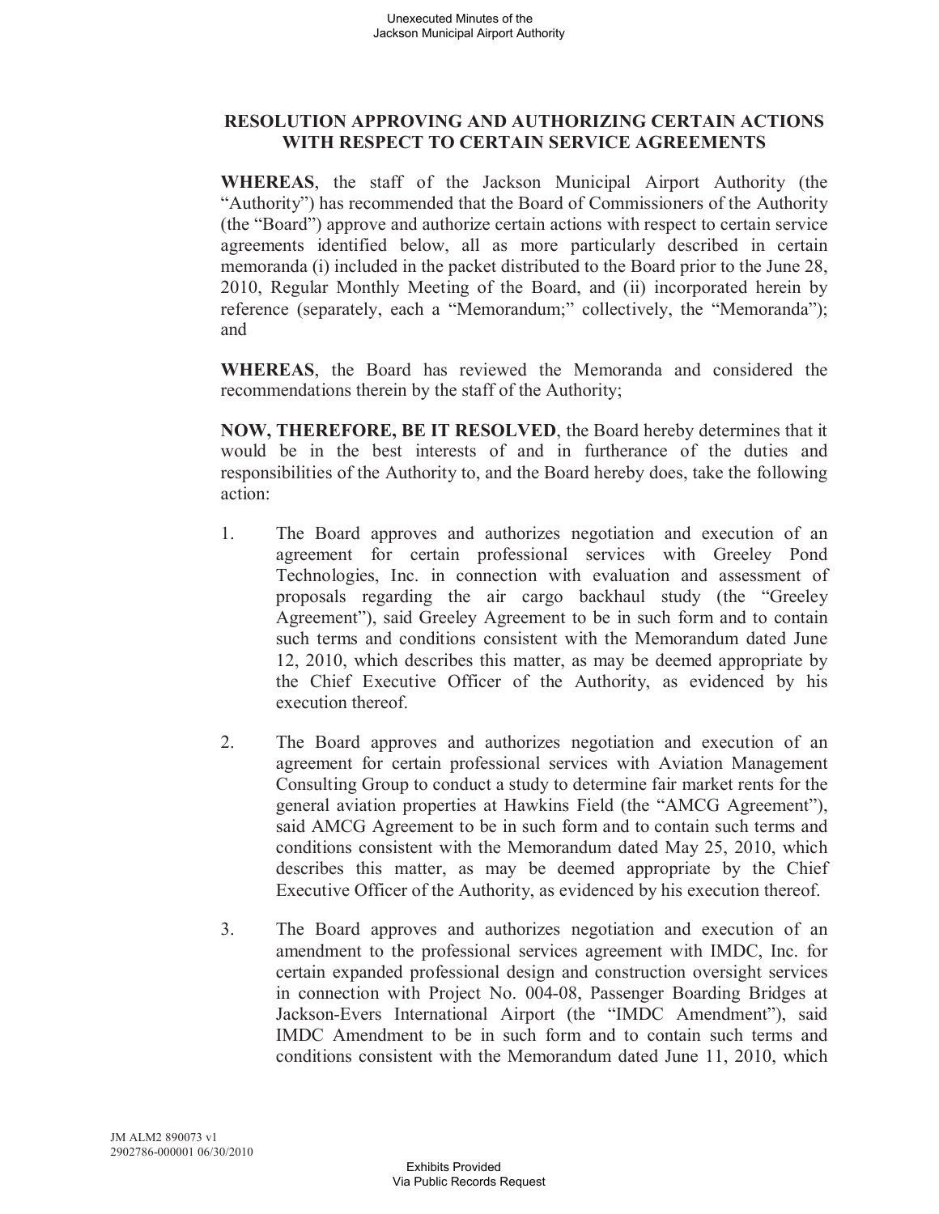## RESOLUTION APPROVING AND AUTHORIZING CERTAIN ACTIONS WITH RESPECT TO CERTAIN SERVICE AGREEMENTS

**WHEREAS**, the staff of the Jackson Municipal Airport Authority (the "Authority") has recommended that the Board of Commissioners of the Authority (the "Board") approve and authorize certain actions with respect to certain service agreements identified below, all as more particularly described in certain memoranda (i) included in the packet distributed to the Board prior to the June 28, 2010, Regular Monthly Meeting of the Board, and (ii) incorporated herein by reference (separately, each a "Memorandum;" collectively, the "Memoranda"); and

**WHEREAS**, the Board has reviewed the Memoranda and considered the recommendations therein by the staff of the Authority;

**NOW, THEREFORE, BE IT RESOLVED**, the Board hereby determines that it would be in the best interests of and in furtherance of the duties and responsibilities of the Authority to, and the Board hereby does, take the following action:

1. The Board approves and authorizes negotiation and execution of an agreement for certain professional services with Greeley Pond Technologies, Inc. in connection with evaluation and assessment of proposals regarding the air cargo backhaul study (the "Greeley Agreement"), said Greeley Agreement to be in such form and to contain such terms and conditions consistent with the Memorandum dated June 12, 2010, which describes this matter, as may be deemed appropriate by the Chief Executive Officer of the Authority, as evidenced by his execution thereof.

2. The Board approves and authorizes negotiation and execution of an agreement for certain professional services with Aviation Management Consulting Group to conduct a study to determine fair market rents for the general aviation properties at Hawkins Field (the "AMCG Agreement"), said AMCG Agreement to be in such form and to contain such terms and conditions consistent with the Memorandum dated May 25, 2010, which describes this matter, as may be deemed appropriate by the Chief Executive Officer of the Authority, as evidenced by his execution thereof.

3. The Board approves and authorizes negotiation and execution of an amendment to the professional services agreement with IMDC, Inc. for certain expanded professional design and construction oversight services in connection with Project No. 004-08, Passenger Boarding Bridges at Jackson-Evers International Airport (the "IMDC Amendment"), said IMDC Amendment to be in such form and to contain such terms and conditions consistent with the Memorandum dated June 11, 2010, which

JM ALM2 890073 v1
2902786-000001 06/30/2010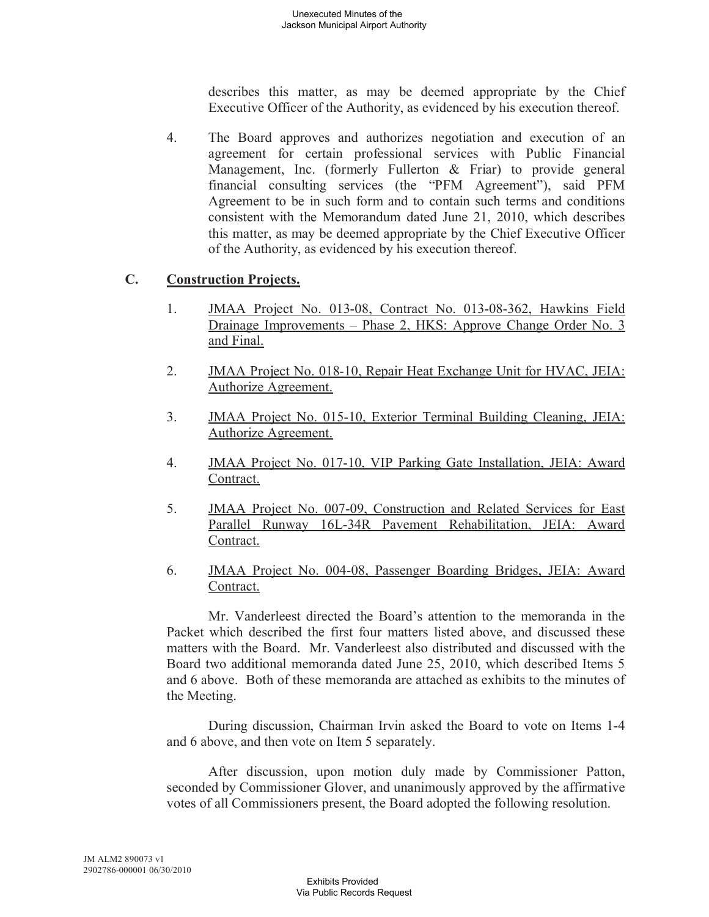describes this matter, as may be deemed appropriate by the Chief Executive Officer of the Authority, as evidenced by his execution thereof.

4. The Board approves and authorizes negotiation and execution of an agreement for certain professional services with Public Financial Management, Inc. (formerly Fullerton & Friar) to provide general financial consulting services (the "PFM Agreement"), said PFM Agreement to be in such form and to contain such terms and conditions consistent with the Memorandum dated June 21, 2010, which describes this matter, as may be deemed appropriate by the Chief Executive Officer of the Authority, as evidenced by his execution thereof.

## C. Construction Projects.

1. JMAA Project No. 013-08, Contract No. 013-08-362, Hawkins Field Drainage Improvements – Phase 2, HKS: Approve Change Order No. 3 and Final.

2. JMAA Project No. 018-10, Repair Heat Exchange Unit for HVAC, JEIA: Authorize Agreement.

3. JMAA Project No. 015-10, Exterior Terminal Building Cleaning, JEIA: Authorize Agreement.

4. JMAA Project No. 017-10, VIP Parking Gate Installation, JEIA: Award Contract.

5. JMAA Project No. 007-09, Construction and Related Services for East Parallel Runway 16L-34R Pavement Rehabilitation, JEIA: Award Contract.

6. JMAA Project No. 004-08, Passenger Boarding Bridges, JEIA: Award Contract.

Mr. Vanderleest directed the Board's attention to the memoranda in the Packet which described the first four matters listed above, and discussed these matters with the Board. Mr. Vanderleest also distributed and discussed with the Board two additional memoranda dated June 25, 2010, which described Items 5 and 6 above. Both of these memoranda are attached as exhibits to the minutes of the Meeting.

During discussion, Chairman Irvin asked the Board to vote on Items 1-4 and 6 above, and then vote on Item 5 separately.

After discussion, upon motion duly made by Commissioner Patton, seconded by Commissioner Glover, and unanimously approved by the affirmative votes of all Commissioners present, the Board adopted the following resolution.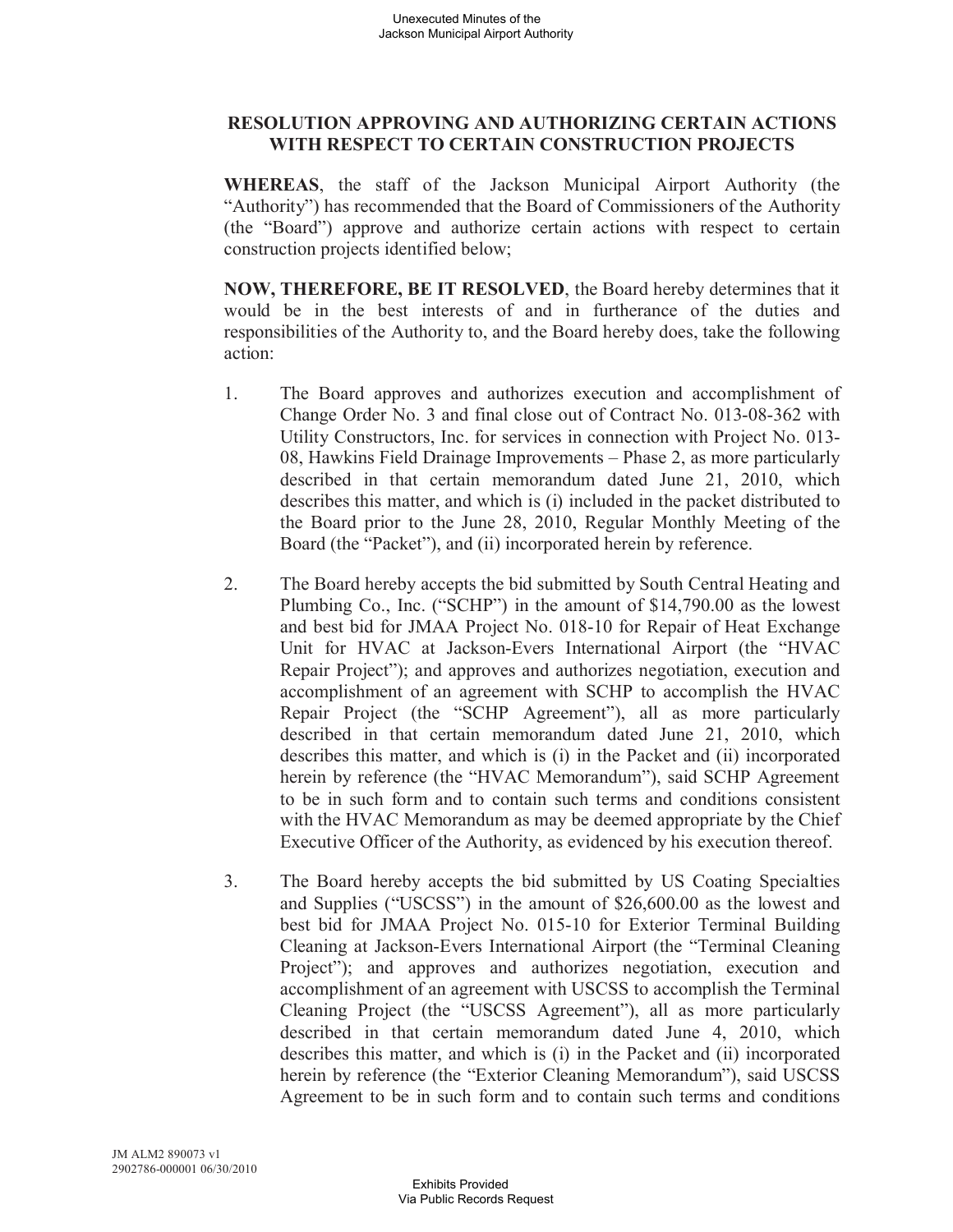**RESOLUTION APPROVING AND AUTHORIZING CERTAIN ACTIONS WITH RESPECT TO CERTAIN CONSTRUCTION PROJECTS**

**WHEREAS**, the staff of the Jackson Municipal Airport Authority (the "Authority") has recommended that the Board of Commissioners of the Authority (the "Board") approve and authorize certain actions with respect to certain construction projects identified below;

**NOW, THEREFORE, BE IT RESOLVED**, the Board hereby determines that it would be in the best interests of and in furtherance of the duties and responsibilities of the Authority to, and the Board hereby does, take the following action:

1. The Board approves and authorizes execution and accomplishment of Change Order No. 3 and final close out of Contract No. 013-08-362 with Utility Constructors, Inc. for services in connection with Project No. 013-08, Hawkins Field Drainage Improvements – Phase 2, as more particularly described in that certain memorandum dated June 21, 2010, which describes this matter, and which is (i) included in the packet distributed to the Board prior to the June 28, 2010, Regular Monthly Meeting of the Board (the "Packet"), and (ii) incorporated herein by reference.

2. The Board hereby accepts the bid submitted by South Central Heating and Plumbing Co., Inc. ("SCHP") in the amount of $14,790.00 as the lowest and best bid for JMAA Project No. 018-10 for Repair of Heat Exchange Unit for HVAC at Jackson-Evers International Airport (the "HVAC Repair Project"); and approves and authorizes negotiation, execution and accomplishment of an agreement with SCHP to accomplish the HVAC Repair Project (the "SCHP Agreement"), all as more particularly described in that certain memorandum dated June 21, 2010, which describes this matter, and which is (i) in the Packet and (ii) incorporated herein by reference (the "HVAC Memorandum"), said SCHP Agreement to be in such form and to contain such terms and conditions consistent with the HVAC Memorandum as may be deemed appropriate by the Chief Executive Officer of the Authority, as evidenced by his execution thereof.

3. The Board hereby accepts the bid submitted by US Coating Specialties and Supplies ("USCSS") in the amount of $26,600.00 as the lowest and best bid for JMAA Project No. 015-10 for Exterior Terminal Building Cleaning at Jackson-Evers International Airport (the "Terminal Cleaning Project"); and approves and authorizes negotiation, execution and accomplishment of an agreement with USCSS to accomplish the Terminal Cleaning Project (the "USCSS Agreement"), all as more particularly described in that certain memorandum dated June 4, 2010, which describes this matter, and which is (i) in the Packet and (ii) incorporated herein by reference (the "Exterior Cleaning Memorandum"), said USCSS Agreement to be in such form and to contain such terms and conditions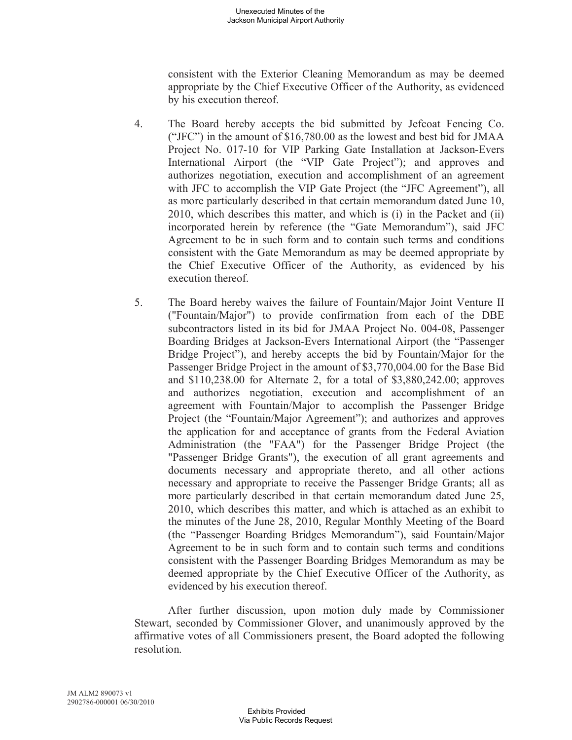consistent with the Exterior Cleaning Memorandum as may be deemed appropriate by the Chief Executive Officer of the Authority, as evidenced by his execution thereof.

4. The Board hereby accepts the bid submitted by Jefcoat Fencing Co. ("JFC") in the amount of $16,780.00 as the lowest and best bid for JMAA Project No. 017-10 for VIP Parking Gate Installation at Jackson-Evers International Airport (the "VIP Gate Project"); and approves and authorizes negotiation, execution and accomplishment of an agreement with JFC to accomplish the VIP Gate Project (the "JFC Agreement"), all as more particularly described in that certain memorandum dated June 10, 2010, which describes this matter, and which is (i) in the Packet and (ii) incorporated herein by reference (the "Gate Memorandum"), said JFC Agreement to be in such form and to contain such terms and conditions consistent with the Gate Memorandum as may be deemed appropriate by the Chief Executive Officer of the Authority, as evidenced by his execution thereof.

5. The Board hereby waives the failure of Fountain/Major Joint Venture II ("Fountain/Major") to provide confirmation from each of the DBE subcontractors listed in its bid for JMAA Project No. 004-08, Passenger Boarding Bridges at Jackson-Evers International Airport (the "Passenger Bridge Project"), and hereby accepts the bid by Fountain/Major for the Passenger Bridge Project in the amount of $3,770,004.00 for the Base Bid and $110,238.00 for Alternate 2, for a total of $3,880,242.00; approves and authorizes negotiation, execution and accomplishment of an agreement with Fountain/Major to accomplish the Passenger Bridge Project (the "Fountain/Major Agreement"); and authorizes and approves the application for and acceptance of grants from the Federal Aviation Administration (the "FAA") for the Passenger Bridge Project (the "Passenger Bridge Grants"), the execution of all grant agreements and documents necessary and appropriate thereto, and all other actions necessary and appropriate to receive the Passenger Bridge Grants; all as more particularly described in that certain memorandum dated June 25, 2010, which describes this matter, and which is attached as an exhibit to the minutes of the June 28, 2010, Regular Monthly Meeting of the Board (the "Passenger Boarding Bridges Memorandum"), said Fountain/Major Agreement to be in such form and to contain such terms and conditions consistent with the Passenger Boarding Bridges Memorandum as may be deemed appropriate by the Chief Executive Officer of the Authority, as evidenced by his execution thereof.

After further discussion, upon motion duly made by Commissioner Stewart, seconded by Commissioner Glover, and unanimously approved by the affirmative votes of all Commissioners present, the Board adopted the following resolution.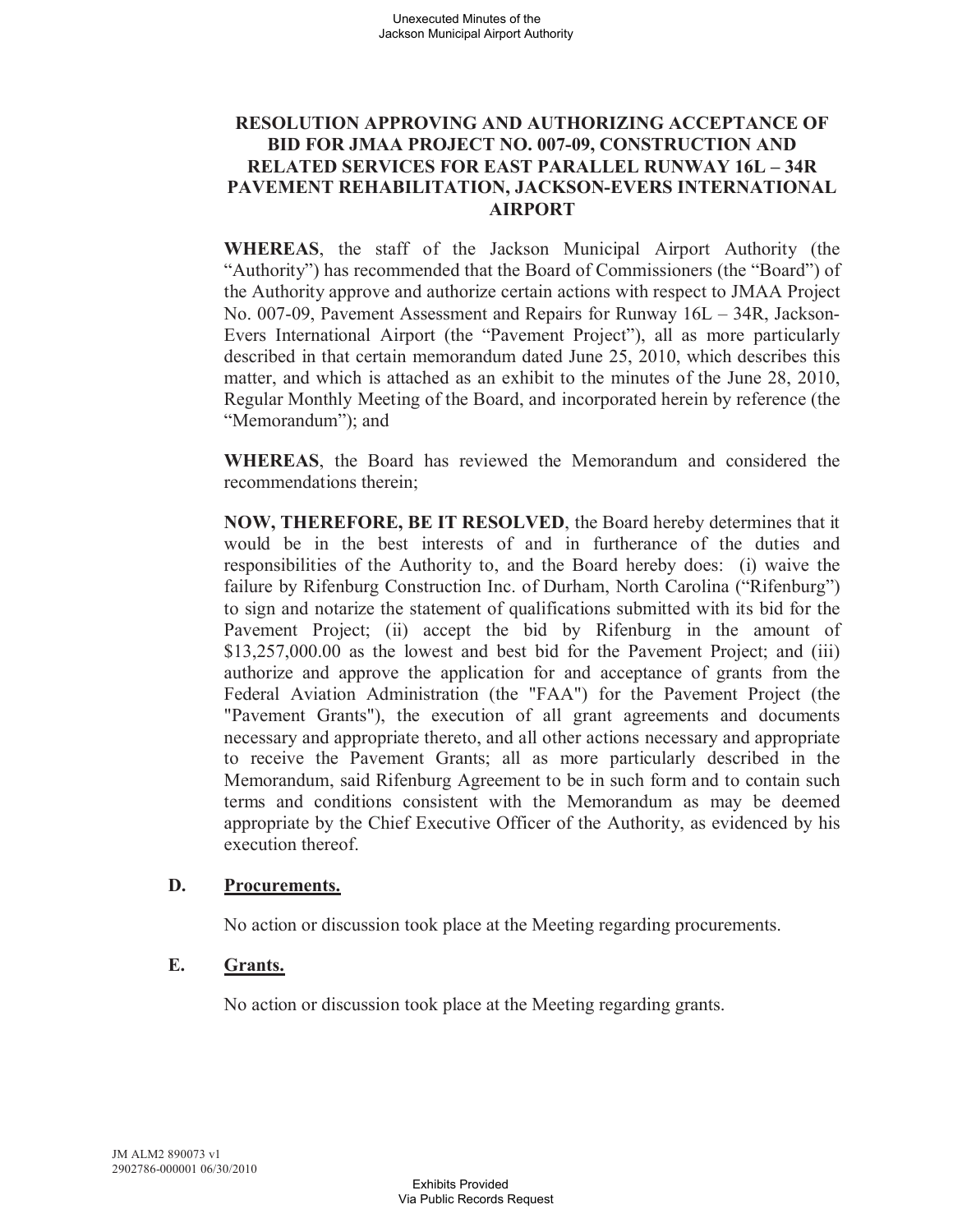**RESOLUTION APPROVING AND AUTHORIZING ACCEPTANCE OF BID FOR JMAA PROJECT NO. 007-09, CONSTRUCTION AND RELATED SERVICES FOR EAST PARALLEL RUNWAY 16L – 34R PAVEMENT REHABILITATION, JACKSON-EVERS INTERNATIONAL AIRPORT**

**WHEREAS**, the staff of the Jackson Municipal Airport Authority (the "Authority") has recommended that the Board of Commissioners (the "Board") of the Authority approve and authorize certain actions with respect to JMAA Project No. 007-09, Pavement Assessment and Repairs for Runway 16L – 34R, Jackson-Evers International Airport (the "Pavement Project"), all as more particularly described in that certain memorandum dated June 25, 2010, which describes this matter, and which is attached as an exhibit to the minutes of the June 28, 2010, Regular Monthly Meeting of the Board, and incorporated herein by reference (the "Memorandum"); and

**WHEREAS**, the Board has reviewed the Memorandum and considered the recommendations therein;

**NOW, THEREFORE, BE IT RESOLVED**, the Board hereby determines that it would be in the best interests of and in furtherance of the duties and responsibilities of the Authority to, and the Board hereby does: (i) waive the failure by Rifenburg Construction Inc. of Durham, North Carolina ("Rifenburg") to sign and notarize the statement of qualifications submitted with its bid for the Pavement Project; (ii) accept the bid by Rifenburg in the amount of $13,257,000.00 as the lowest and best bid for the Pavement Project; and (iii) authorize and approve the application for and acceptance of grants from the Federal Aviation Administration (the "FAA") for the Pavement Project (the "Pavement Grants"), the execution of all grant agreements and documents necessary and appropriate thereto, and all other actions necessary and appropriate to receive the Pavement Grants; all as more particularly described in the Memorandum, said Rifenburg Agreement to be in such form and to contain such terms and conditions consistent with the Memorandum as may be deemed appropriate by the Chief Executive Officer of the Authority, as evidenced by his execution thereof.

**D. Procurements.**

No action or discussion took place at the Meeting regarding procurements.

**E. Grants.**

No action or discussion took place at the Meeting regarding grants.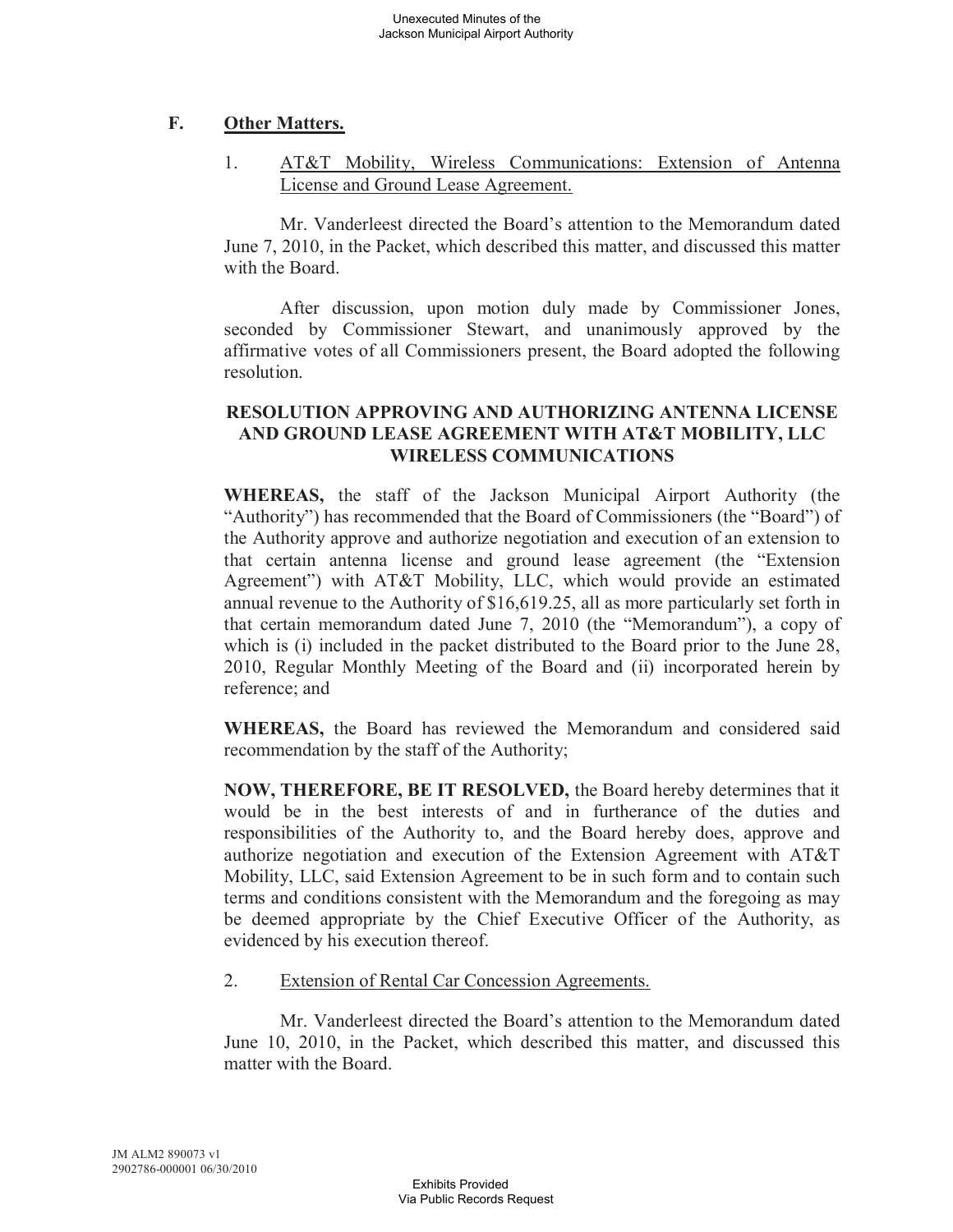## F. Other Matters.

1. AT&T Mobility, Wireless Communications: Extension of Antenna License and Ground Lease Agreement.

Mr. Vanderleest directed the Board's attention to the Memorandum dated June 7, 2010, in the Packet, which described this matter, and discussed this matter with the Board.

After discussion, upon motion duly made by Commissioner Jones, seconded by Commissioner Stewart, and unanimously approved by the affirmative votes of all Commissioners present, the Board adopted the following resolution.

**RESOLUTION APPROVING AND AUTHORIZING ANTENNA LICENSE AND GROUND LEASE AGREEMENT WITH AT&T MOBILITY, LLC WIRELESS COMMUNICATIONS**

**WHEREAS,** the staff of the Jackson Municipal Airport Authority (the "Authority") has recommended that the Board of Commissioners (the "Board") of the Authority approve and authorize negotiation and execution of an extension to that certain antenna license and ground lease agreement (the "Extension Agreement") with AT&T Mobility, LLC, which would provide an estimated annual revenue to the Authority of $16,619.25, all as more particularly set forth in that certain memorandum dated June 7, 2010 (the "Memorandum"), a copy of which is (i) included in the packet distributed to the Board prior to the June 28, 2010, Regular Monthly Meeting of the Board and (ii) incorporated herein by reference; and

**WHEREAS,** the Board has reviewed the Memorandum and considered said recommendation by the staff of the Authority;

**NOW, THEREFORE, BE IT RESOLVED,** the Board hereby determines that it would be in the best interests of and in furtherance of the duties and responsibilities of the Authority to, and the Board hereby does, approve and authorize negotiation and execution of the Extension Agreement with AT&T Mobility, LLC, said Extension Agreement to be in such form and to contain such terms and conditions consistent with the Memorandum and the foregoing as may be deemed appropriate by the Chief Executive Officer of the Authority, as evidenced by his execution thereof.

2. Extension of Rental Car Concession Agreements.

Mr. Vanderleest directed the Board's attention to the Memorandum dated June 10, 2010, in the Packet, which described this matter, and discussed this matter with the Board.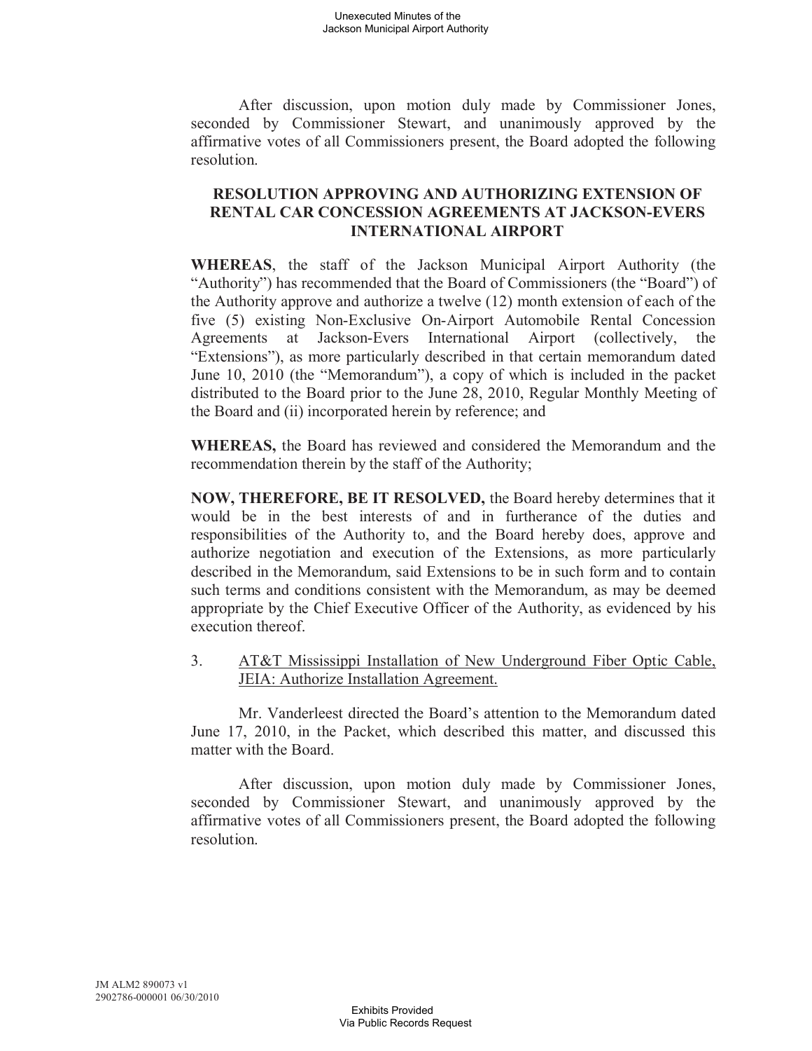After discussion, upon motion duly made by Commissioner Jones, seconded by Commissioner Stewart, and unanimously approved by the affirmative votes of all Commissioners present, the Board adopted the following resolution.

**RESOLUTION APPROVING AND AUTHORIZING EXTENSION OF RENTAL CAR CONCESSION AGREEMENTS AT JACKSON-EVERS INTERNATIONAL AIRPORT**

**WHEREAS**, the staff of the Jackson Municipal Airport Authority (the "Authority") has recommended that the Board of Commissioners (the "Board") of the Authority approve and authorize a twelve (12) month extension of each of the five (5) existing Non-Exclusive On-Airport Automobile Rental Concession Agreements at Jackson-Evers International Airport (collectively, the "Extensions"), as more particularly described in that certain memorandum dated June 10, 2010 (the "Memorandum"), a copy of which is included in the packet distributed to the Board prior to the June 28, 2010, Regular Monthly Meeting of the Board and (ii) incorporated herein by reference; and

**WHEREAS,** the Board has reviewed and considered the Memorandum and the recommendation therein by the staff of the Authority;

**NOW, THEREFORE, BE IT RESOLVED,** the Board hereby determines that it would be in the best interests of and in furtherance of the duties and responsibilities of the Authority to, and the Board hereby does, approve and authorize negotiation and execution of the Extensions, as more particularly described in the Memorandum, said Extensions to be in such form and to contain such terms and conditions consistent with the Memorandum, as may be deemed appropriate by the Chief Executive Officer of the Authority, as evidenced by his execution thereof.

3. <u>AT&T Mississippi Installation of New Underground Fiber Optic Cable, JEIA: Authorize Installation Agreement.</u>

Mr. Vanderleest directed the Board's attention to the Memorandum dated June 17, 2010, in the Packet, which described this matter, and discussed this matter with the Board.

After discussion, upon motion duly made by Commissioner Jones, seconded by Commissioner Stewart, and unanimously approved by the affirmative votes of all Commissioners present, the Board adopted the following resolution.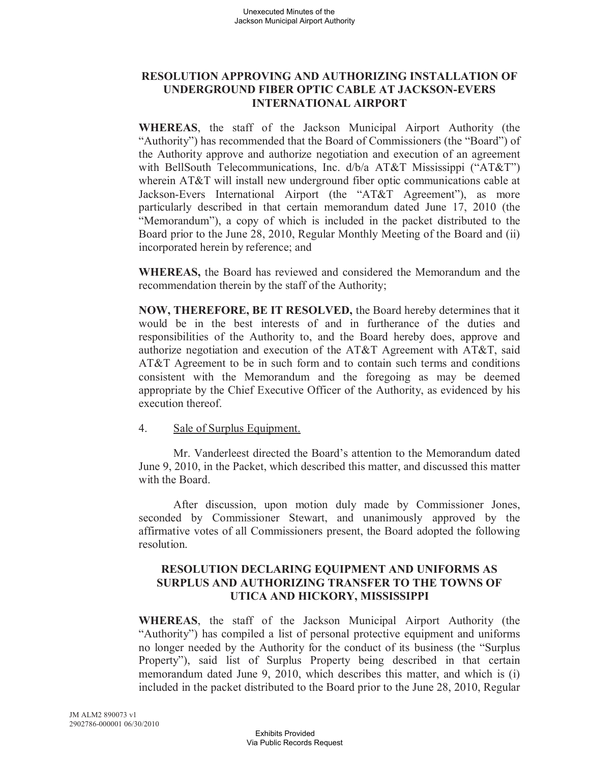**RESOLUTION APPROVING AND AUTHORIZING INSTALLATION OF UNDERGROUND FIBER OPTIC CABLE AT JACKSON-EVERS INTERNATIONAL AIRPORT**

**WHEREAS**, the staff of the Jackson Municipal Airport Authority (the "Authority") has recommended that the Board of Commissioners (the "Board") of the Authority approve and authorize negotiation and execution of an agreement with BellSouth Telecommunications, Inc. d/b/a AT&T Mississippi ("AT&T") wherein AT&T will install new underground fiber optic communications cable at Jackson-Evers International Airport (the "AT&T Agreement"), as more particularly described in that certain memorandum dated June 17, 2010 (the "Memorandum"), a copy of which is included in the packet distributed to the Board prior to the June 28, 2010, Regular Monthly Meeting of the Board and (ii) incorporated herein by reference; and

**WHEREAS,** the Board has reviewed and considered the Memorandum and the recommendation therein by the staff of the Authority;

**NOW, THEREFORE, BE IT RESOLVED,** the Board hereby determines that it would be in the best interests of and in furtherance of the duties and responsibilities of the Authority to, and the Board hereby does, approve and authorize negotiation and execution of the AT&T Agreement with AT&T, said AT&T Agreement to be in such form and to contain such terms and conditions consistent with the Memorandum and the foregoing as may be deemed appropriate by the Chief Executive Officer of the Authority, as evidenced by his execution thereof.

4. Sale of Surplus Equipment.

Mr. Vanderleest directed the Board's attention to the Memorandum dated June 9, 2010, in the Packet, which described this matter, and discussed this matter with the Board.

After discussion, upon motion duly made by Commissioner Jones, seconded by Commissioner Stewart, and unanimously approved by the affirmative votes of all Commissioners present, the Board adopted the following resolution.

**RESOLUTION DECLARING EQUIPMENT AND UNIFORMS AS SURPLUS AND AUTHORIZING TRANSFER TO THE TOWNS OF UTICA AND HICKORY, MISSISSIPPI**

**WHEREAS**, the staff of the Jackson Municipal Airport Authority (the "Authority") has compiled a list of personal protective equipment and uniforms no longer needed by the Authority for the conduct of its business (the "Surplus Property"), said list of Surplus Property being described in that certain memorandum dated June 9, 2010, which describes this matter, and which is (i) included in the packet distributed to the Board prior to the June 28, 2010, Regular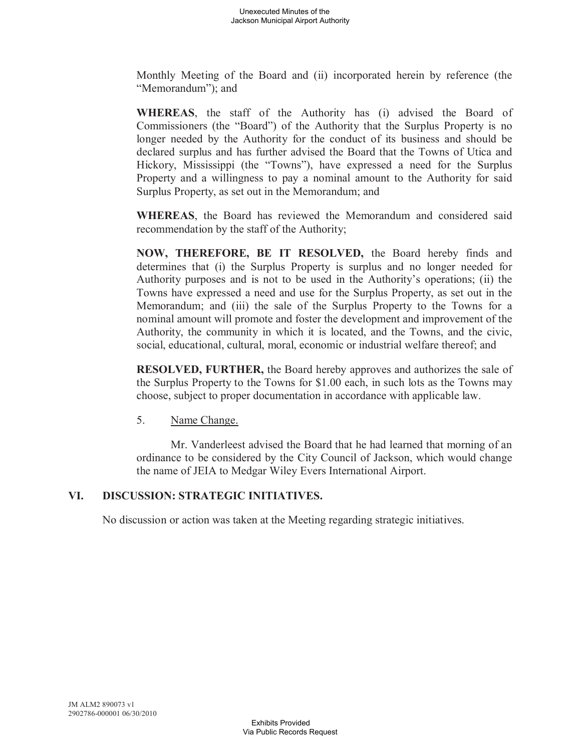Monthly Meeting of the Board and (ii) incorporated herein by reference (the "Memorandum"); and

**WHEREAS**, the staff of the Authority has (i) advised the Board of Commissioners (the "Board") of the Authority that the Surplus Property is no longer needed by the Authority for the conduct of its business and should be declared surplus and has further advised the Board that the Towns of Utica and Hickory, Mississippi (the "Towns"), have expressed a need for the Surplus Property and a willingness to pay a nominal amount to the Authority for said Surplus Property, as set out in the Memorandum; and

**WHEREAS**, the Board has reviewed the Memorandum and considered said recommendation by the staff of the Authority;

**NOW, THEREFORE, BE IT RESOLVED,** the Board hereby finds and determines that (i) the Surplus Property is surplus and no longer needed for Authority purposes and is not to be used in the Authority's operations; (ii) the Towns have expressed a need and use for the Surplus Property, as set out in the Memorandum; and (iii) the sale of the Surplus Property to the Towns for a nominal amount will promote and foster the development and improvement of the Authority, the community in which it is located, and the Towns, and the civic, social, educational, cultural, moral, economic or industrial welfare thereof; and

**RESOLVED, FURTHER,** the Board hereby approves and authorizes the sale of the Surplus Property to the Towns for $1.00 each, in such lots as the Towns may choose, subject to proper documentation in accordance with applicable law.

5. Name Change.

Mr. Vanderleest advised the Board that he had learned that morning of an ordinance to be considered by the City Council of Jackson, which would change the name of JEIA to Medgar Wiley Evers International Airport.

## VI. DISCUSSION: STRATEGIC INITIATIVES.

No discussion or action was taken at the Meeting regarding strategic initiatives.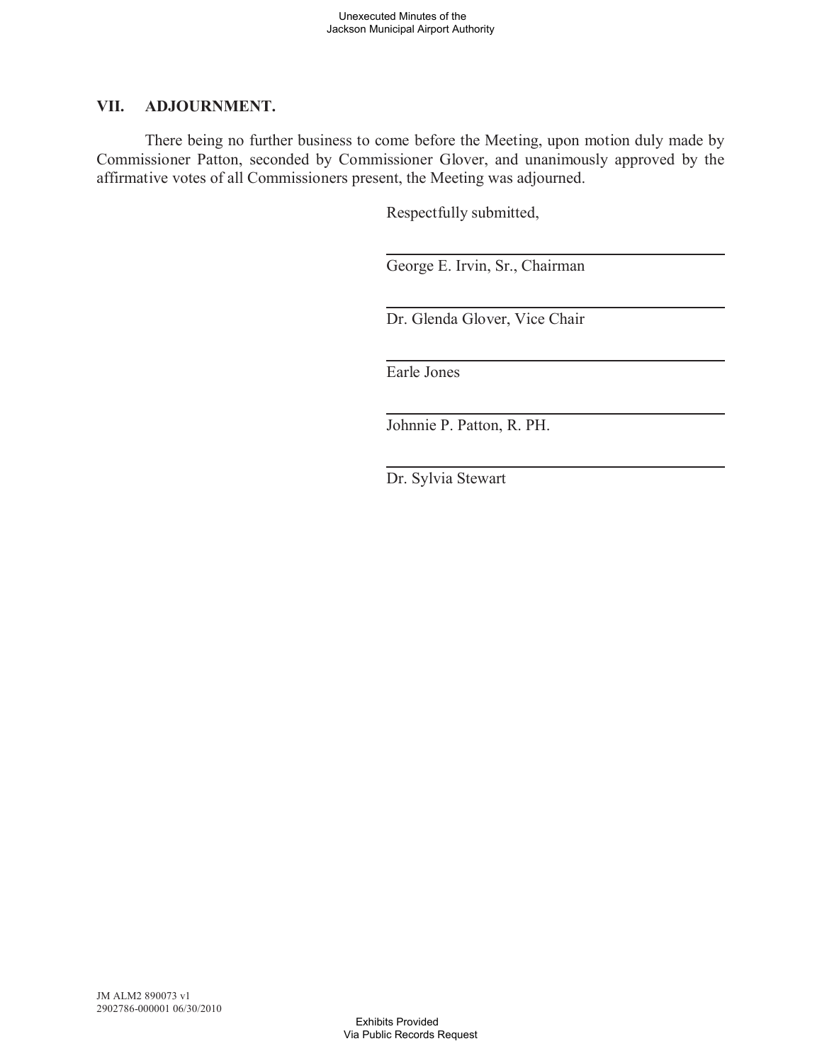## VII. ADJOURNMENT.

There being no further business to come before the Meeting, upon motion duly made by Commissioner Patton, seconded by Commissioner Glover, and unanimously approved by the affirmative votes of all Commissioners present, the Meeting was adjourned.

Respectfully submitted,

______________________________
George E. Irvin, Sr., Chairman

______________________________
Dr. Glenda Glover, Vice Chair

______________________________
Earle Jones

______________________________
Johnnie P. Patton, R. PH.

______________________________
Dr. Sylvia Stewart

JM ALM2 890073 v1
2902786-000001 06/30/2010